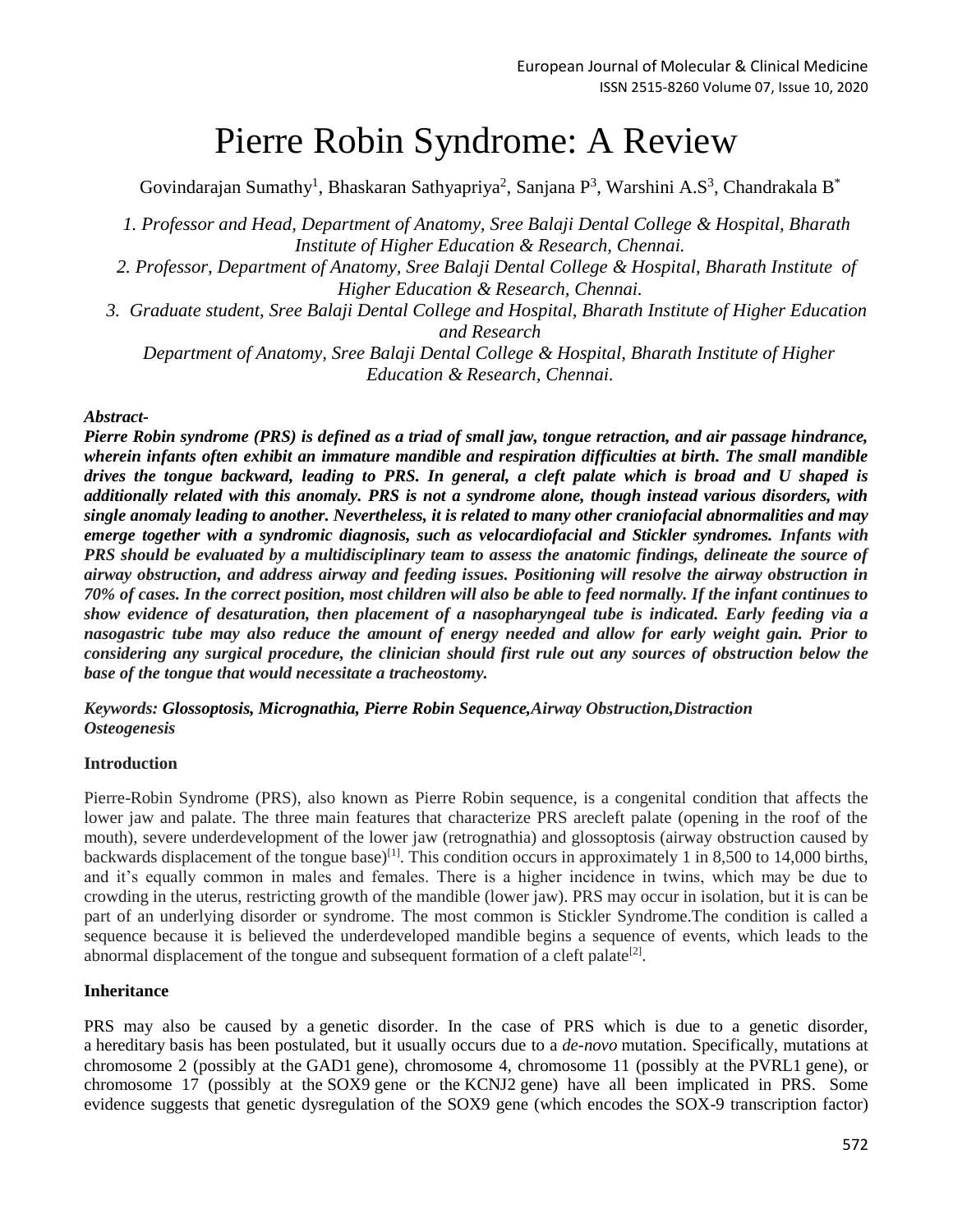# Pierre Robin Syndrome: A Review

Govindarajan Sumathy[1], Bhaskaran Sathyapriya[2], Sanjana P[3], Warshini A.S[3], Chandrakala B[*]

*1. Professor and Head, Department of Anatomy, Sree Balaji Dental College & Hospital, Bharath Institute of Higher Education & Research, Chennai.*

*2. Professor, Department of Anatomy, Sree Balaji Dental College & Hospital, Bharath Institute of Higher Education & Research, Chennai.*

*3. Graduate student, Sree Balaji Dental College and Hospital, Bharath Institute of Higher Education and Research*

*Department of Anatomy, Sree Balaji Dental College & Hospital, Bharath Institute of Higher Education & Research, Chennai.*

***Abstract-***

***Pierre Robin syndrome (PRS) is defined as a triad of small jaw, tongue retraction, and air passage hindrance, wherein infants often exhibit an immature mandible and respiration difficulties at birth. The small mandible drives the tongue backward, leading to PRS. In general, a cleft palate which is broad and U shaped is additionally related with this anomaly. PRS is not a syndrome alone, though instead various disorders, with single anomaly leading to another. Nevertheless, it is related to many other craniofacial abnormalities and may emerge together with a syndromic diagnosis, such as velocardiofacial and Stickler syndromes. Infants with PRS should be evaluated by a multidisciplinary team to assess the anatomic findings, delineate the source of airway obstruction, and address airway and feeding issues. Positioning will resolve the airway obstruction in 70% of cases. In the correct position, most children will also be able to feed normally. If the infant continues to show evidence of desaturation, then placement of a nasopharyngeal tube is indicated. Early feeding via a nasogastric tube may also reduce the amount of energy needed and allow for early weight gain. Prior to considering any surgical procedure, the clinician should first rule out any sources of obstruction below the base of the tongue that would necessitate a tracheostomy.***

*Keywords: **Glossoptosis, Micrognathia, Pierre Robin Sequence,Airway Obstruction,Distraction Osteogenesis***

## Introduction

Pierre-Robin Syndrome (PRS), also known as Pierre Robin sequence, is a congenital condition that affects the lower jaw and palate. The three main features that characterize PRS arecleft palate (opening in the roof of the mouth), severe underdevelopment of the lower jaw (retrognathia) and glossoptosis (airway obstruction caused by backwards displacement of the tongue base)[1]. This condition occurs in approximately 1 in 8,500 to 14,000 births, and it's equally common in males and females. There is a higher incidence in twins, which may be due to crowding in the uterus, restricting growth of the mandible (lower jaw). PRS may occur in isolation, but it is can be part of an underlying disorder or syndrome. The most common is Stickler Syndrome.The condition is called a sequence because it is believed the underdeveloped mandible begins a sequence of events, which leads to the abnormal displacement of the tongue and subsequent formation of a cleft palate[2].

## Inheritance

PRS may also be caused by a genetic disorder. In the case of PRS which is due to a genetic disorder, a hereditary basis has been postulated, but it usually occurs due to a *de-novo* mutation. Specifically, mutations at chromosome 2 (possibly at the GAD1 gene), chromosome 4, chromosome 11 (possibly at the PVRL1 gene), or chromosome 17 (possibly at the SOX9 gene or the KCNJ2 gene) have all been implicated in PRS. Some evidence suggests that genetic dysregulation of the SOX9 gene (which encodes the SOX-9 transcription factor)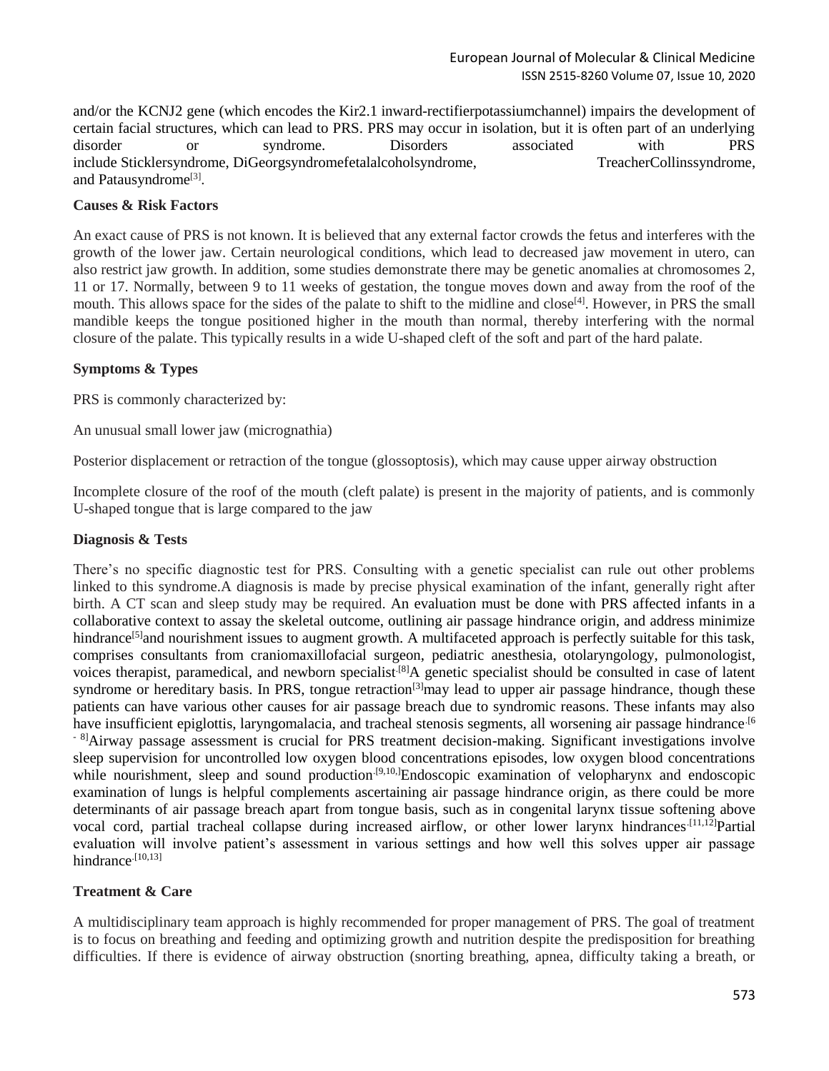and/or the KCNJ2 gene (which encodes the Kir2.1 inward-rectifierpotassiumchannel) impairs the development of certain facial structures, which can lead to PRS. PRS may occur in isolation, but it is often part of an underlying disorder or syndrome. Disorders associated with PRS include Sticklersyndrome, DiGeorgsyndromefetalalcoholsyndrome, TreacherCollinssyndrome, and Patausyndrome[3].

**Causes & Risk Factors**

An exact cause of PRS is not known. It is believed that any external factor crowds the fetus and interferes with the growth of the lower jaw. Certain neurological conditions, which lead to decreased jaw movement in utero, can also restrict jaw growth. In addition, some studies demonstrate there may be genetic anomalies at chromosomes 2, 11 or 17. Normally, between 9 to 11 weeks of gestation, the tongue moves down and away from the roof of the mouth. This allows space for the sides of the palate to shift to the midline and close[4]. However, in PRS the small mandible keeps the tongue positioned higher in the mouth than normal, thereby interfering with the normal closure of the palate. This typically results in a wide U-shaped cleft of the soft and part of the hard palate.

**Symptoms & Types**

PRS is commonly characterized by:

An unusual small lower jaw (micrognathia)

Posterior displacement or retraction of the tongue (glossoptosis), which may cause upper airway obstruction

Incomplete closure of the roof of the mouth (cleft palate) is present in the majority of patients, and is commonly U-shaped tongue that is large compared to the jaw

**Diagnosis & Tests**

There's no specific diagnostic test for PRS. Consulting with a genetic specialist can rule out other problems linked to this syndrome.A diagnosis is made by precise physical examination of the infant, generally right after birth. A CT scan and sleep study may be required. An evaluation must be done with PRS affected infants in a collaborative context to assay the skeletal outcome, outlining air passage hindrance origin, and address minimize hindrance[5]and nourishment issues to augment growth. A multifaceted approach is perfectly suitable for this task, comprises consultants from craniomaxillofacial surgeon, pediatric anesthesia, otolaryngology, pulmonologist, voices therapist, paramedical, and newborn specialist.[8]A genetic specialist should be consulted in case of latent syndrome or hereditary basis. In PRS, tongue retraction[3]may lead to upper air passage hindrance, though these patients can have various other causes for air passage breach due to syndromic reasons. These infants may also have insufficient epiglottis, laryngomalacia, and tracheal stenosis segments, all worsening air passage hindrance.[6 - 8]Airway passage assessment is crucial for PRS treatment decision-making. Significant investigations involve sleep supervision for uncontrolled low oxygen blood concentrations episodes, low oxygen blood concentrations while nourishment, sleep and sound production.[9,10,]Endoscopic examination of velopharynx and endoscopic examination of lungs is helpful complements ascertaining air passage hindrance origin, as there could be more determinants of air passage breach apart from tongue basis, such as in congenital larynx tissue softening above vocal cord, partial tracheal collapse during increased airflow, or other lower larynx hindrances.[11,12]Partial evaluation will involve patient's assessment in various settings and how well this solves upper air passage hindrance.[10,13]

**Treatment & Care**

A multidisciplinary team approach is highly recommended for proper management of PRS. The goal of treatment is to focus on breathing and feeding and optimizing growth and nutrition despite the predisposition for breathing difficulties. If there is evidence of airway obstruction (snorting breathing, apnea, difficulty taking a breath, or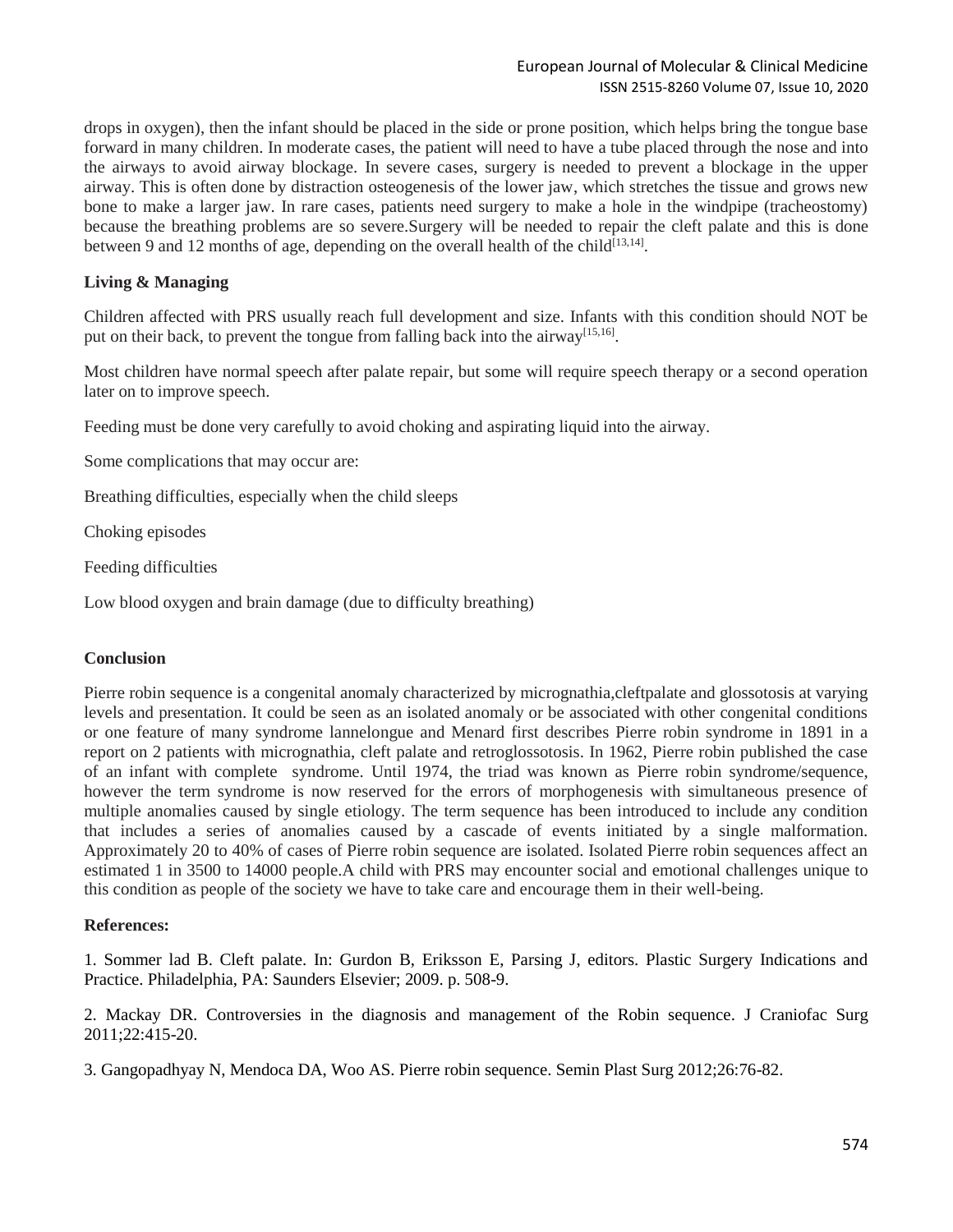drops in oxygen), then the infant should be placed in the side or prone position, which helps bring the tongue base forward in many children. In moderate cases, the patient will need to have a tube placed through the nose and into the airways to avoid airway blockage. In severe cases, surgery is needed to prevent a blockage in the upper airway. This is often done by distraction osteogenesis of the lower jaw, which stretches the tissue and grows new bone to make a larger jaw. In rare cases, patients need surgery to make a hole in the windpipe (tracheostomy) because the breathing problems are so severe.Surgery will be needed to repair the cleft palate and this is done between 9 and 12 months of age, depending on the overall health of the child[13,14].

**Living & Managing**

Children affected with PRS usually reach full development and size. Infants with this condition should NOT be put on their back, to prevent the tongue from falling back into the airway[15,16].

Most children have normal speech after palate repair, but some will require speech therapy or a second operation later on to improve speech.

Feeding must be done very carefully to avoid choking and aspirating liquid into the airway.

Some complications that may occur are:

Breathing difficulties, especially when the child sleeps

Choking episodes

Feeding difficulties

Low blood oxygen and brain damage (due to difficulty breathing)

**Conclusion**

Pierre robin sequence is a congenital anomaly characterized by micrognathia,cleftpalate and glossotosis at varying levels and presentation. It could be seen as an isolated anomaly or be associated with other congenital conditions or one feature of many syndrome lannelongue and Menard first describes Pierre robin syndrome in 1891 in a report on 2 patients with micrognathia, cleft palate and retroglossotosis. In 1962, Pierre robin published the case of an infant with complete syndrome. Until 1974, the triad was known as Pierre robin syndrome/sequence, however the term syndrome is now reserved for the errors of morphogenesis with simultaneous presence of multiple anomalies caused by single etiology. The term sequence has been introduced to include any condition that includes a series of anomalies caused by a cascade of events initiated by a single malformation. Approximately 20 to 40% of cases of Pierre robin sequence are isolated. Isolated Pierre robin sequences affect an estimated 1 in 3500 to 14000 people.A child with PRS may encounter social and emotional challenges unique to this condition as people of the society we have to take care and encourage them in their well-being.

**References:**

1. Sommer lad B. Cleft palate. In: Gurdon B, Eriksson E, Parsing J, editors. Plastic Surgery Indications and Practice. Philadelphia, PA: Saunders Elsevier; 2009. p. 508-9.

2. Mackay DR. Controversies in the diagnosis and management of the Robin sequence. J Craniofac Surg 2011;22:415-20.

3. Gangopadhyay N, Mendoca DA, Woo AS. Pierre robin sequence. Semin Plast Surg 2012;26:76-82.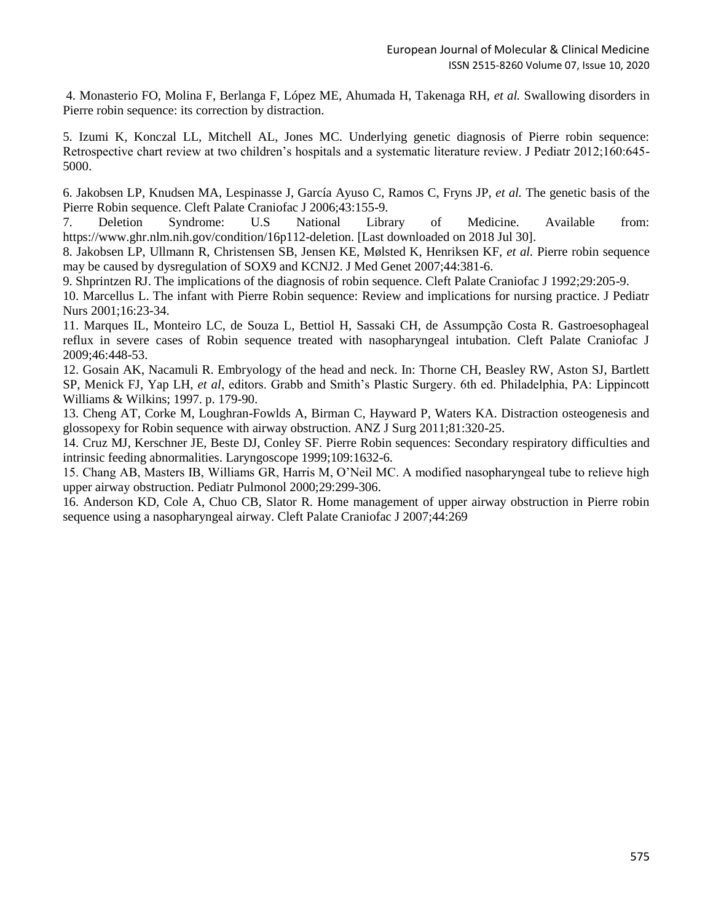4. Monasterio FO, Molina F, Berlanga F, López ME, Ahumada H, Takenaga RH, *et al.* Swallowing disorders in Pierre robin sequence: its correction by distraction.

5. Izumi K, Konczal LL, Mitchell AL, Jones MC. Underlying genetic diagnosis of Pierre robin sequence: Retrospective chart review at two children's hospitals and a systematic literature review. J Pediatr 2012;160:645-5000.

6. Jakobsen LP, Knudsen MA, Lespinasse J, García Ayuso C, Ramos C, Fryns JP, *et al.* The genetic basis of the Pierre Robin sequence. Cleft Palate Craniofac J 2006;43:155-9.

7. Deletion Syndrome: U.S National Library of Medicine. Available from: https://www.ghr.nlm.nih.gov/condition/16p112-deletion. [Last downloaded on 2018 Jul 30].

8. Jakobsen LP, Ullmann R, Christensen SB, Jensen KE, Mølsted K, Henriksen KF, *et al.* Pierre robin sequence may be caused by dysregulation of SOX9 and KCNJ2. J Med Genet 2007;44:381-6.

9. Shprintzen RJ. The implications of the diagnosis of robin sequence. Cleft Palate Craniofac J 1992;29:205-9.

10. Marcellus L. The infant with Pierre Robin sequence: Review and implications for nursing practice. J Pediatr Nurs 2001;16:23-34.

11. Marques IL, Monteiro LC, de Souza L, Bettiol H, Sassaki CH, de Assumpção Costa R. Gastroesophageal reflux in severe cases of Robin sequence treated with nasopharyngeal intubation. Cleft Palate Craniofac J 2009;46:448-53.

12. Gosain AK, Nacamuli R. Embryology of the head and neck. In: Thorne CH, Beasley RW, Aston SJ, Bartlett SP, Menick FJ, Yap LH, *et al*, editors. Grabb and Smith's Plastic Surgery. 6th ed. Philadelphia, PA: Lippincott Williams & Wilkins; 1997. p. 179-90.

13. Cheng AT, Corke M, Loughran-Fowlds A, Birman C, Hayward P, Waters KA. Distraction osteogenesis and glossopexy for Robin sequence with airway obstruction. ANZ J Surg 2011;81:320-25.

14. Cruz MJ, Kerschner JE, Beste DJ, Conley SF. Pierre Robin sequences: Secondary respiratory difficulties and intrinsic feeding abnormalities. Laryngoscope 1999;109:1632-6.

15. Chang AB, Masters IB, Williams GR, Harris M, O'Neil MC. A modified nasopharyngeal tube to relieve high upper airway obstruction. Pediatr Pulmonol 2000;29:299-306.

16. Anderson KD, Cole A, Chuo CB, Slator R. Home management of upper airway obstruction in Pierre robin sequence using a nasopharyngeal airway. Cleft Palate Craniofac J 2007;44:269